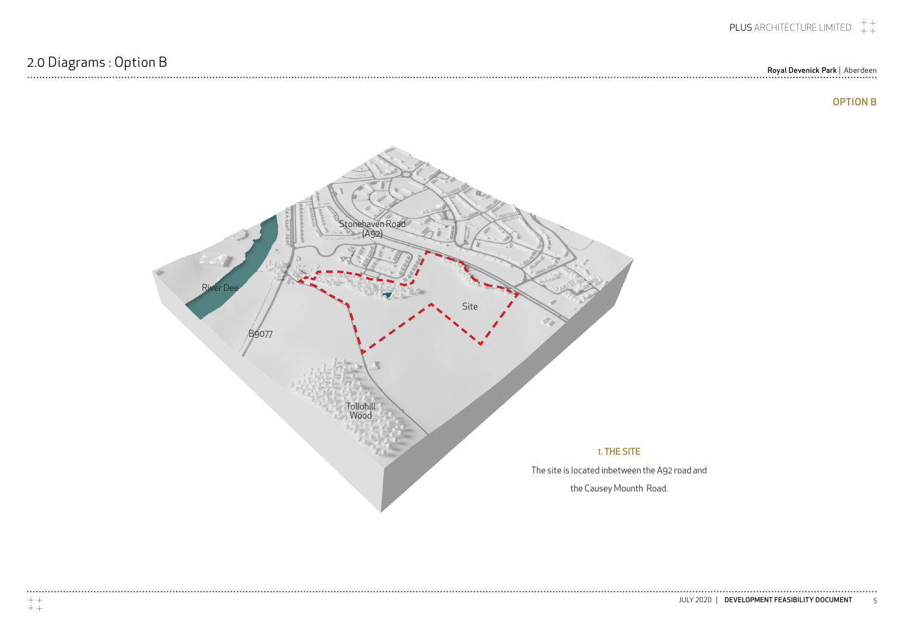# 2.0 Diagrams : Option B

Royal Devenick Park | Aberdeen

OPTION B

Stonehaven Road (A92)

River Dee

Site

B9077

Tollohill Wood

### 1. THE SITE

The site is located inbetween the A92 road and the Causey Mounth Road.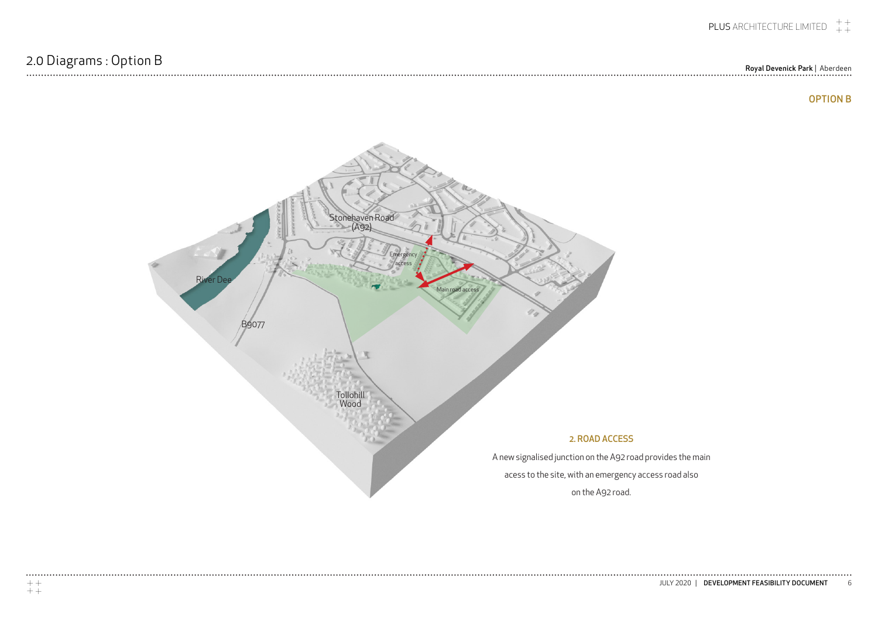# 2.0 Diagrams : Option B

## OPTION B

Stonehaven Road (A92)

Emergency access

Main road access

River Dee

B9077

Tollohill Wood

### 2. ROAD ACCESS

A new signalised junction on the A92 road provides the main acess to the site, with an emergency access road also on the A92 road.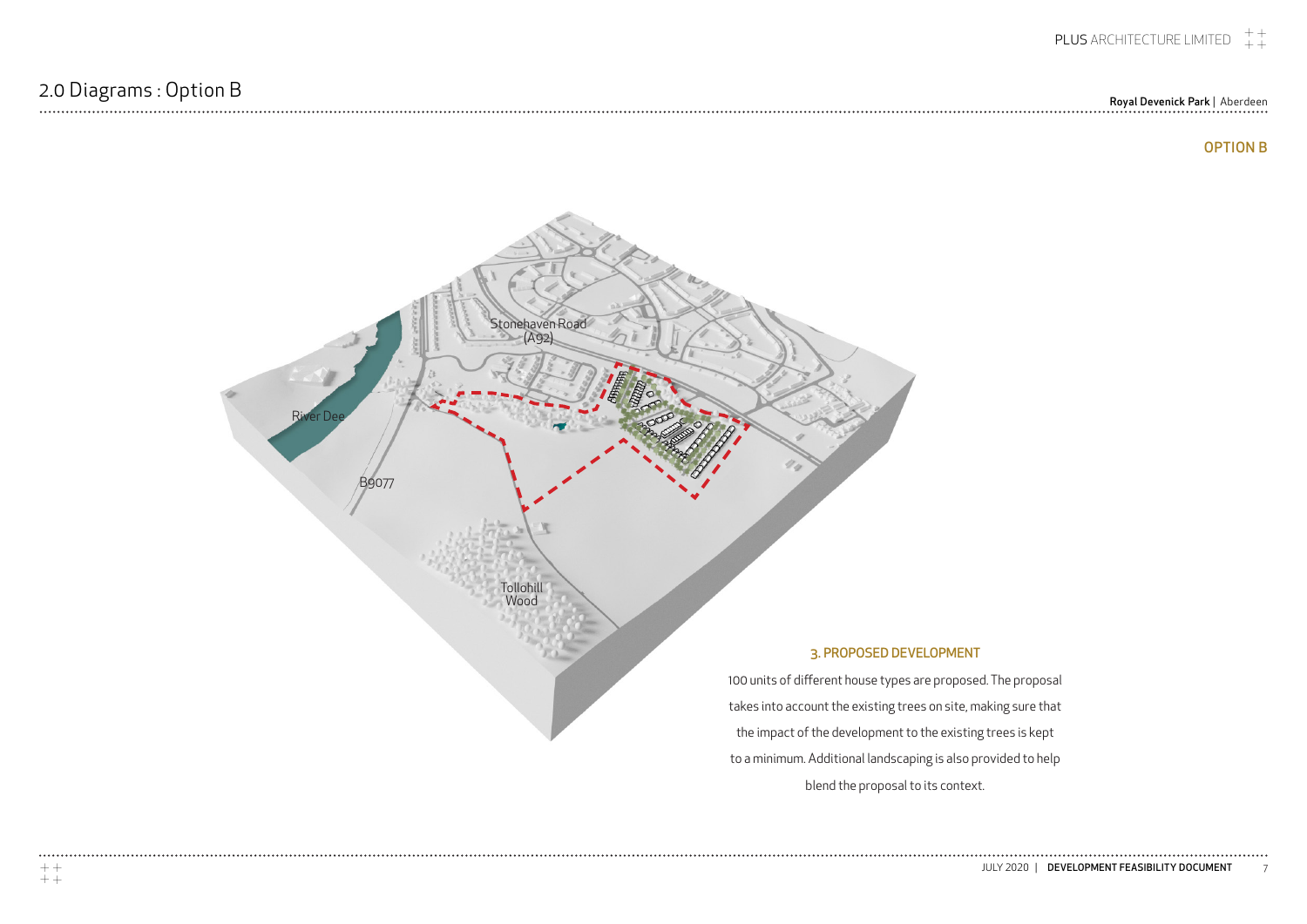# 2.0 Diagrams : Option B

OPTION B

Stonehaven Road
(A92)

River Dee

B9077

Tollohill
Wood

### 3. PROPOSED DEVELOPMENT

100 units of different house types are proposed. The proposal takes into account the existing trees on site, making sure that the impact of the development to the existing trees is kept to a minimum. Additional landscaping is also provided to help blend the proposal to its context.